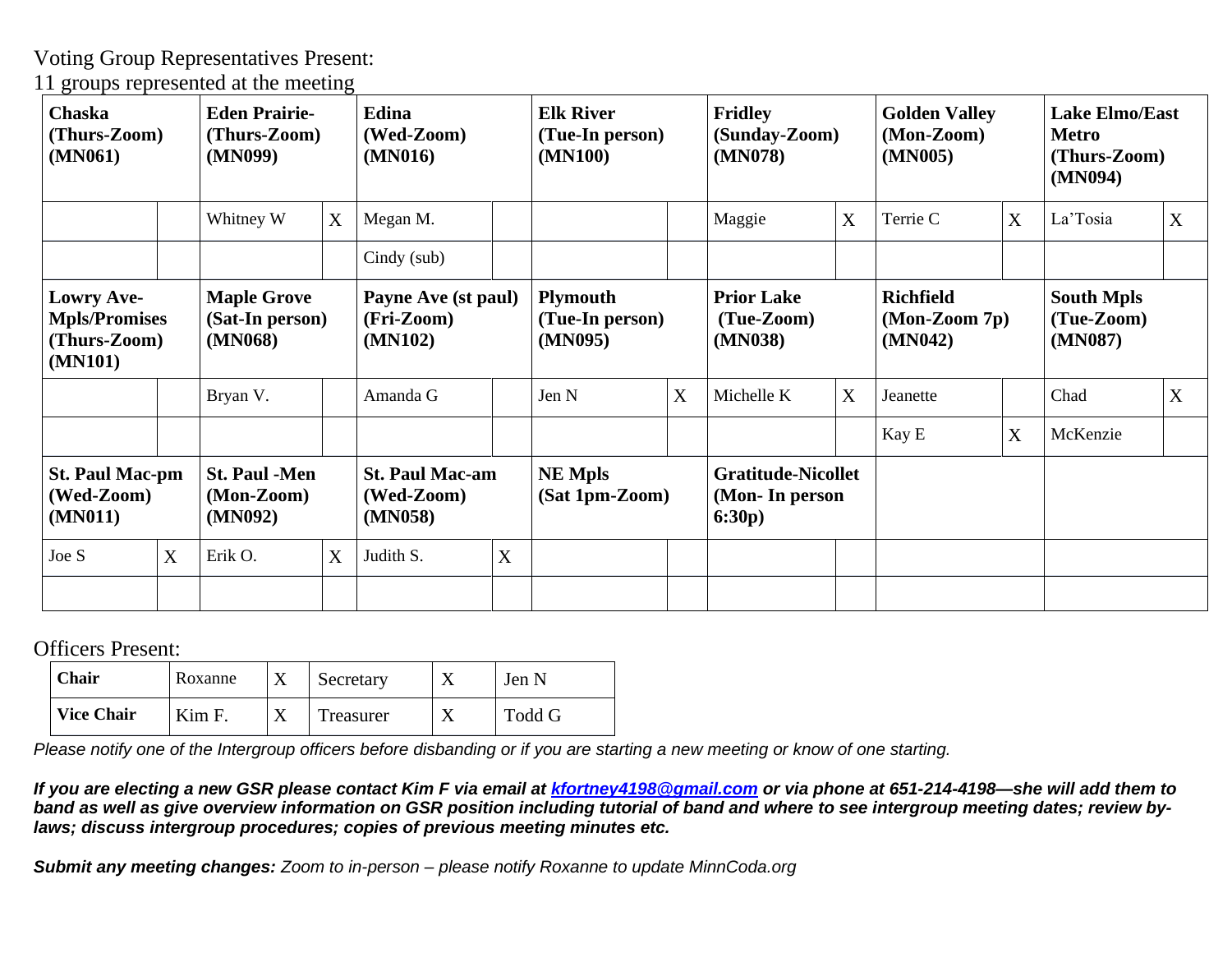Voting Group Representatives Present:
11 groups represented at the meeting

| **Chaska (Thurs-Zoom) (MN061)** | | **Eden Prairie- (Thurs-Zoom) (MN099)** | | **Edina (Wed-Zoom) (MN016)** | | **Elk River (Tue-In person) (MN100)** | | **Fridley (Sunday-Zoom) (MN078)** | | **Golden Valley (Mon-Zoom) (MN005)** | | **Lake Elmo/East Metro (Thurs-Zoom) (MN094)** | |
|---|---|---|---|---|---|---|---|---|---|---|---|---|---|
| | | Whitney W | X | Megan M. | | | | Maggie | X | Terrie C | X | La'Tosia | X |
| | | | | Cindy (sub) | | | | | | | | | |
| **Lowry Ave-Mpls/Promises (Thurs-Zoom) (MN101)** | | **Maple Grove (Sat-In person) (MN068)** | | **Payne Ave (st paul) (Fri-Zoom) (MN102)** | | **Plymouth (Tue-In person) (MN095)** | | **Prior Lake (Tue-Zoom) (MN038)** | | **Richfield (Mon-Zoom 7p) (MN042)** | | **South Mpls (Tue-Zoom) (MN087)** | |
| | | Bryan V. | | Amanda G | | Jen N | X | Michelle K | X | Jeanette | | Chad | X |
| | | | | | | | | | | Kay E | X | McKenzie | |
| **St. Paul Mac-pm (Wed-Zoom) (MN011)** | | **St. Paul -Men (Mon-Zoom) (MN092)** | | **St. Paul Mac-am (Wed-Zoom) (MN058)** | | **NE Mpls (Sat 1pm-Zoom)** | | **Gratitude-Nicollet (Mon- In person 6:30p)** | | | | | |
| Joe S | X | Erik O. | X | Judith S. | X | | | | | | | | |
| | | | | | | | | | | | | | |

Officers Present:

| **Chair** | Roxanne | X | Secretary | X | Jen N |
|---|---|---|---|---|---|
| **Vice Chair** | Kim F. | X | Treasurer | X | Todd G |

*Please notify one of the Intergroup officers before disbanding or if you are starting a new meeting or know of one starting.*

***If you are electing a new GSR please contact Kim F via email at kfortney4198@gmail.com or via phone at 651-214-4198—she will add them to band as well as give overview information on GSR position including tutorial of band and where to see intergroup meeting dates; review by-laws; discuss intergroup procedures; copies of previous meeting minutes etc.***

***Submit any meeting changes:*** *Zoom to in-person – please notify Roxanne to update MinnCoda.org*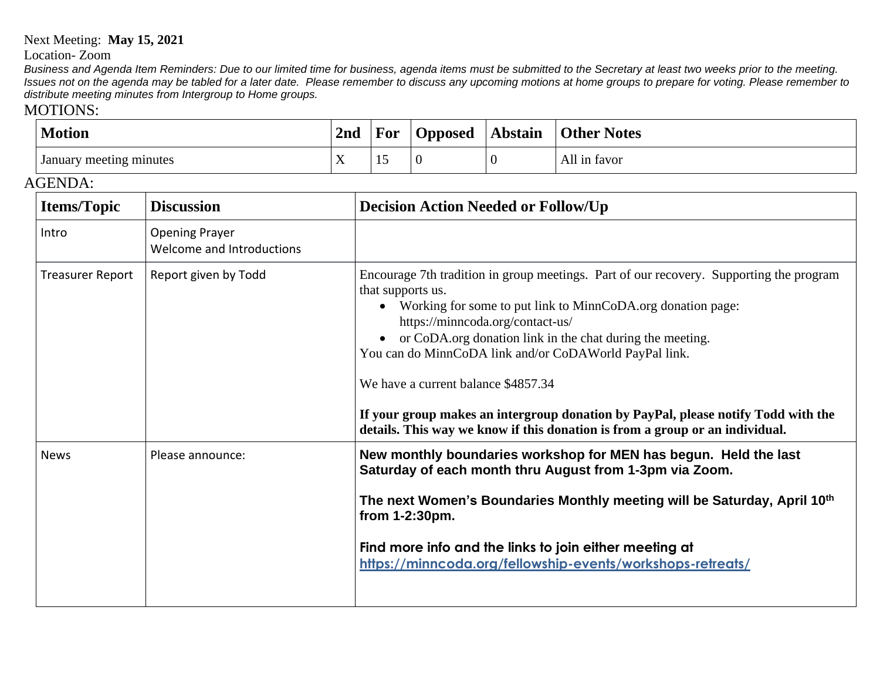Next Meeting: **May 15, 2021**

Location- Zoom

*Business and Agenda Item Reminders: Due to our limited time for business, agenda items must be submitted to the Secretary at least two weeks prior to the meeting. Issues not on the agenda may be tabled for a later date. Please remember to discuss any upcoming motions at home groups to prepare for voting. Please remember to distribute meeting minutes from Intergroup to Home groups.*

MOTIONS:

| Motion | 2nd | For | Opposed | Abstain | Other Notes |
|---|---|---|---|---|---|
| January meeting minutes | X | 15 | 0 | 0 | All in favor |

AGENDA:

| Items/Topic | Discussion | Decision Action Needed or Follow/Up |
|---|---|---|
| Intro | Opening Prayer<br>Welcome and Introductions | |
| Treasurer Report | Report given by Todd | Encourage 7th tradition in group meetings. Part of our recovery. Supporting the program that supports us.<br>• Working for some to put link to MinnCoDA.org donation page: https://minncoda.org/contact-us/<br>• or CoDA.org donation link in the chat during the meeting.<br>You can do MinnCoDA link and/or CoDAWorld PayPal link.<br><br>We have a current balance $4857.34<br><br>**If your group makes an intergroup donation by PayPal, please notify Todd with the details. This way we know if this donation is from a group or an individual.** |
| News | Please announce: | **New monthly boundaries workshop for MEN has begun. Held the last Saturday of each month thru August from 1-3pm via Zoom.**<br><br>**The next Women's Boundaries Monthly meeting will be Saturday, April 10th from 1-2:30pm.**<br><br>**Find more info and the links to join either meeting at [https://minncoda.org/fellowship-events/workshops-retreats/](https://minncoda.org/fellowship-events/workshops-retreats/)** |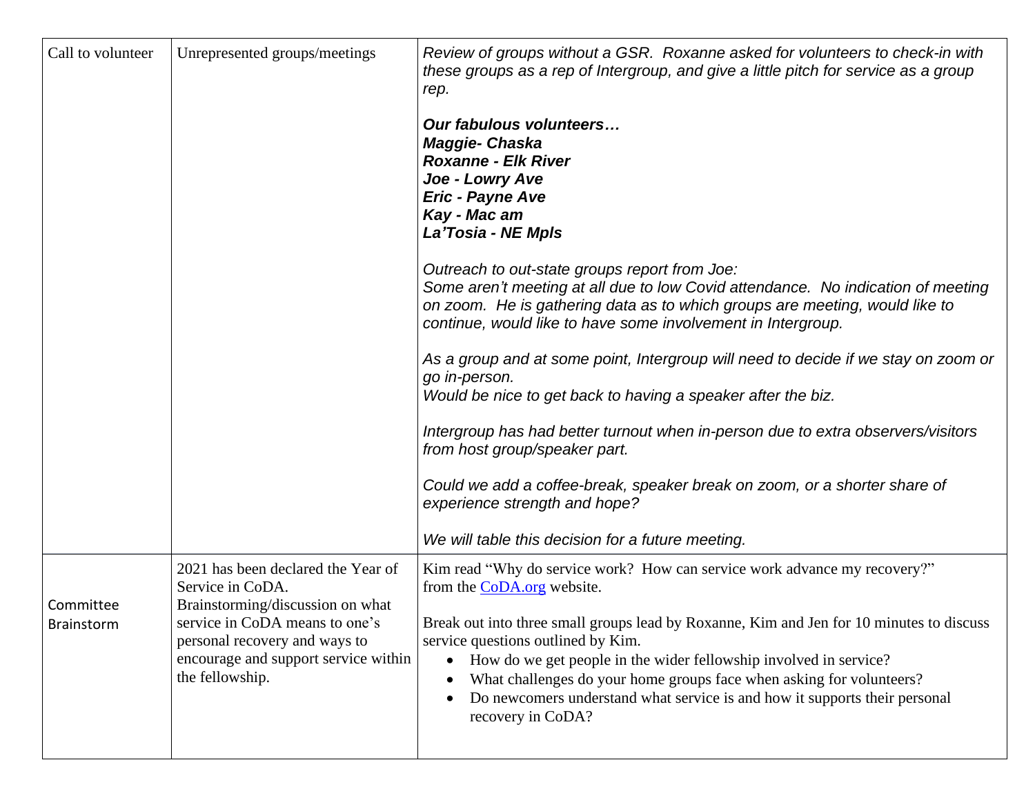| Call to volunteer | Unrepresented groups/meetings | *Review of groups without a GSR. Roxanne asked for volunteers to check-in with these groups as a rep of Intergroup, and give a little pitch for service as a group rep.*<br><br>***Our fabulous volunteers…***<br>***Maggie- Chaska***<br>***Roxanne - Elk River***<br>***Joe - Lowry Ave***<br>***Eric - Payne Ave***<br>***Kay - Mac am***<br>***La'Tosia - NE Mpls***<br><br>*Outreach to out-state groups report from Joe:*<br>*Some aren't meeting at all due to low Covid attendance. No indication of meeting on zoom. He is gathering data as to which groups are meeting, would like to continue, would like to have some involvement in Intergroup.*<br><br>*As a group and at some point, Intergroup will need to decide if we stay on zoom or go in-person.*<br>*Would be nice to get back to having a speaker after the biz.*<br><br>*Intergroup has had better turnout when in-person due to extra observers/visitors from host group/speaker part.*<br><br>*Could we add a coffee-break, speaker break on zoom, or a shorter share of experience strength and hope?*<br><br>*We will table this decision for a future meeting.* |
|---|---|---|
| Committee Brainstorm | 2021 has been declared the Year of Service in CoDA. Brainstorming/discussion on what service in CoDA means to one's personal recovery and ways to encourage and support service within the fellowship. | Kim read "Why do service work? How can service work advance my recovery?" from the [CoDA.org](CoDA.org) website.<br><br>Break out into three small groups lead by Roxanne, Kim and Jen for 10 minutes to discuss service questions outlined by Kim.<br>• How do we get people in the wider fellowship involved in service?<br>• What challenges do your home groups face when asking for volunteers?<br>• Do newcomers understand what service is and how it supports their personal recovery in CoDA? |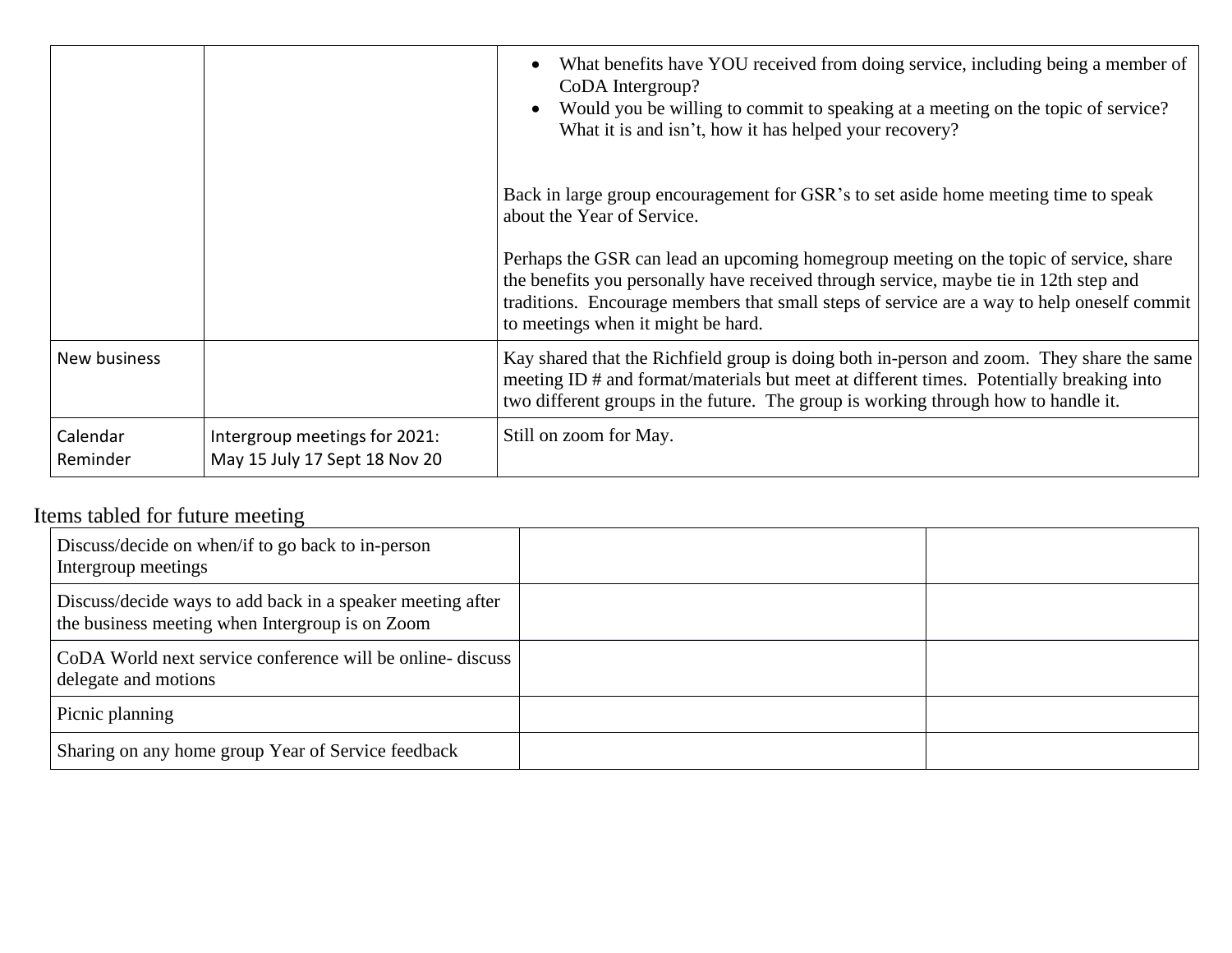| | | |
|---|---|---|
| | | • What benefits have YOU received from doing service, including being a member of CoDA Intergroup?<br>• Would you be willing to commit to speaking at a meeting on the topic of service? What it is and isn't, how it has helped your recovery?<br><br>Back in large group encouragement for GSR's to set aside home meeting time to speak about the Year of Service.<br><br>Perhaps the GSR can lead an upcoming homegroup meeting on the topic of service, share the benefits you personally have received through service, maybe tie in 12th step and traditions. Encourage members that small steps of service are a way to help oneself commit to meetings when it might be hard. |
| New business | | Kay shared that the Richfield group is doing both in-person and zoom. They share the same meeting ID # and format/materials but meet at different times. Potentially breaking into two different groups in the future. The group is working through how to handle it. |
| Calendar Reminder | Intergroup meetings for 2021: May 15 July 17 Sept 18 Nov 20 | Still on zoom for May. |

Items tabled for future meeting

| | | |
|---|---|---|
| Discuss/decide on when/if to go back to in-person Intergroup meetings | | |
| Discuss/decide ways to add back in a speaker meeting after the business meeting when Intergroup is on Zoom | | |
| CoDA World next service conference will be online- discuss delegate and motions | | |
| Picnic planning | | |
| Sharing on any home group Year of Service feedback | | |